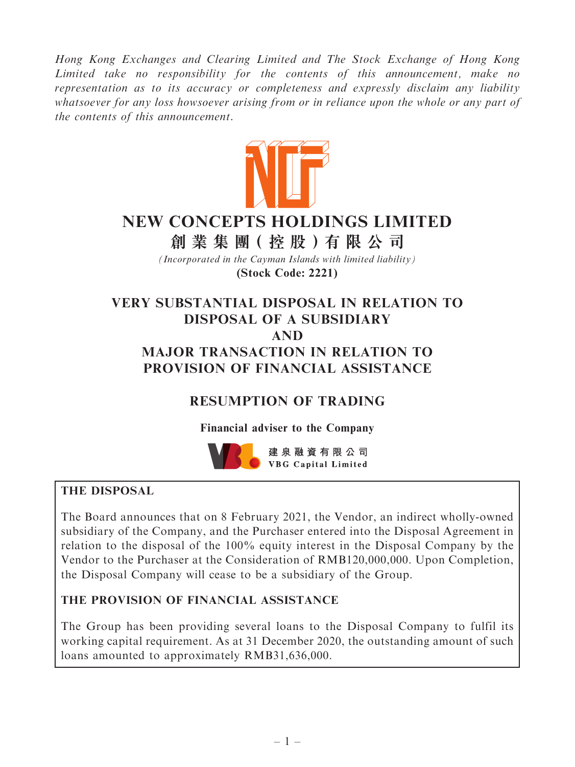*Hong Kong Exchanges and Clearing Limited and The Stock Exchange of Hong Kong Limited take no responsibility for the contents of this announcement, make no representation as to its accuracy or completeness and expressly disclaim any liability whatsoever for any loss howsoever arising from or in reliance upon the whole or any part of the contents of this announcement.*

# NEW CONCEPTS HOLDINGS LIMITED

# 創業集團(控股)有限公司

*(Incorporated in the Cayman Islands with limited liability)*

**(Stock Code: 2221)**

# VERY SUBSTANTIAL DISPOSAL IN RELATION TO DISPOSAL OF A SUBSIDIARY AND MAJOR TRANSACTION IN RELATION TO PROVISION OF FINANCIAL ASSISTANCE

# RESUMPTION OF TRADING

**Financial adviser to the Company**

建泉融資有限公司
VBG Capital Limited

**THE DISPOSAL**

The Board announces that on 8 February 2021, the Vendor, an indirect wholly-owned subsidiary of the Company, and the Purchaser entered into the Disposal Agreement in relation to the disposal of the 100% equity interest in the Disposal Company by the Vendor to the Purchaser at the Consideration of RMB120,000,000. Upon Completion, the Disposal Company will cease to be a subsidiary of the Group.

**THE PROVISION OF FINANCIAL ASSISTANCE**

The Group has been providing several loans to the Disposal Company to fulfil its working capital requirement. As at 31 December 2020, the outstanding amount of such loans amounted to approximately RMB31,636,000.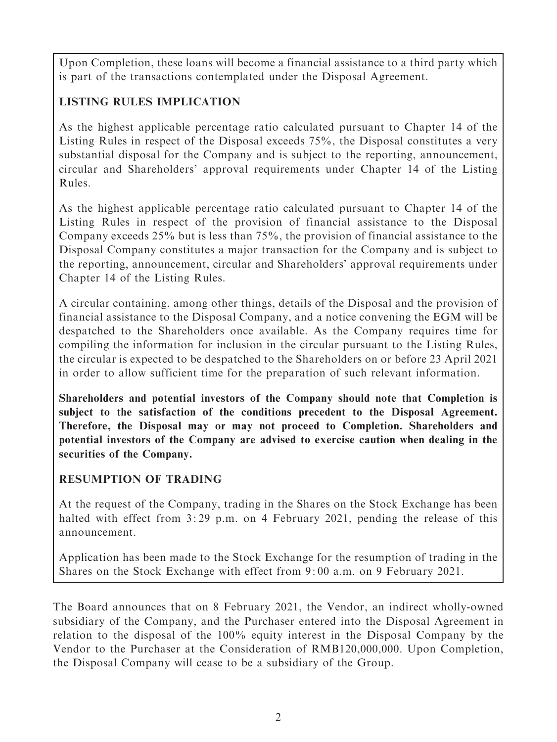Upon Completion, these loans will become a financial assistance to a third party which is part of the transactions contemplated under the Disposal Agreement.

**LISTING RULES IMPLICATION**

As the highest applicable percentage ratio calculated pursuant to Chapter 14 of the Listing Rules in respect of the Disposal exceeds 75%, the Disposal constitutes a very substantial disposal for the Company and is subject to the reporting, announcement, circular and Shareholders' approval requirements under Chapter 14 of the Listing Rules.

As the highest applicable percentage ratio calculated pursuant to Chapter 14 of the Listing Rules in respect of the provision of financial assistance to the Disposal Company exceeds 25% but is less than 75%, the provision of financial assistance to the Disposal Company constitutes a major transaction for the Company and is subject to the reporting, announcement, circular and Shareholders' approval requirements under Chapter 14 of the Listing Rules.

A circular containing, among other things, details of the Disposal and the provision of financial assistance to the Disposal Company, and a notice convening the EGM will be despatched to the Shareholders once available. As the Company requires time for compiling the information for inclusion in the circular pursuant to the Listing Rules, the circular is expected to be despatched to the Shareholders on or before 23 April 2021 in order to allow sufficient time for the preparation of such relevant information.

**Shareholders and potential investors of the Company should note that Completion is subject to the satisfaction of the conditions precedent to the Disposal Agreement. Therefore, the Disposal may or may not proceed to Completion. Shareholders and potential investors of the Company are advised to exercise caution when dealing in the securities of the Company.**

**RESUMPTION OF TRADING**

At the request of the Company, trading in the Shares on the Stock Exchange has been halted with effect from 3:29 p.m. on 4 February 2021, pending the release of this announcement.

Application has been made to the Stock Exchange for the resumption of trading in the Shares on the Stock Exchange with effect from 9:00 a.m. on 9 February 2021.

The Board announces that on 8 February 2021, the Vendor, an indirect wholly-owned subsidiary of the Company, and the Purchaser entered into the Disposal Agreement in relation to the disposal of the 100% equity interest in the Disposal Company by the Vendor to the Purchaser at the Consideration of RMB120,000,000. Upon Completion, the Disposal Company will cease to be a subsidiary of the Group.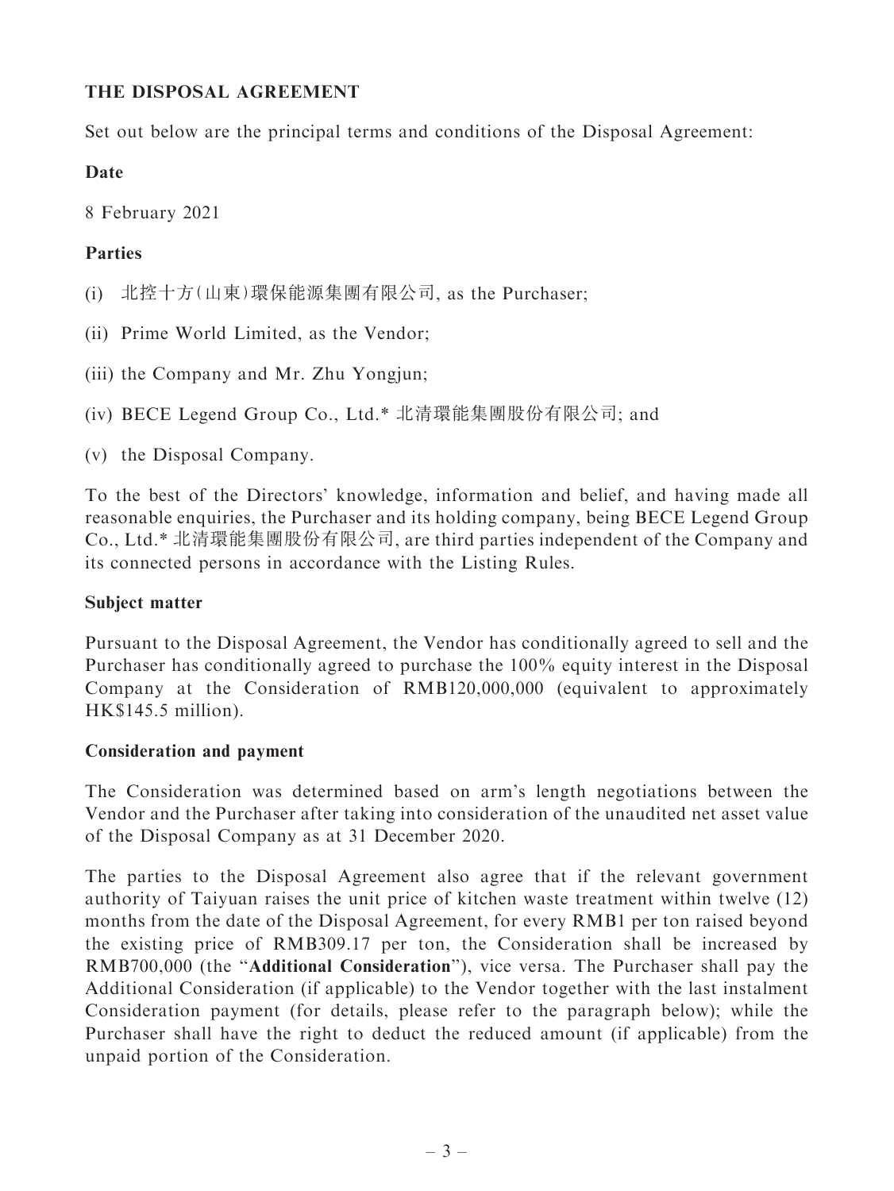## THE DISPOSAL AGREEMENT

Set out below are the principal terms and conditions of the Disposal Agreement:

### Date

8 February 2021

### Parties

(i) 北控十方(山東)環保能源集團有限公司, as the Purchaser;

(ii) Prime World Limited, as the Vendor;

(iii) the Company and Mr. Zhu Yongjun;

(iv) BECE Legend Group Co., Ltd.* 北清環能集團股份有限公司; and

(v) the Disposal Company.

To the best of the Directors' knowledge, information and belief, and having made all reasonable enquiries, the Purchaser and its holding company, being BECE Legend Group Co., Ltd.* 北清環能集團股份有限公司, are third parties independent of the Company and its connected persons in accordance with the Listing Rules.

### Subject matter

Pursuant to the Disposal Agreement, the Vendor has conditionally agreed to sell and the Purchaser has conditionally agreed to purchase the 100% equity interest in the Disposal Company at the Consideration of RMB120,000,000 (equivalent to approximately HK$145.5 million).

### Consideration and payment

The Consideration was determined based on arm's length negotiations between the Vendor and the Purchaser after taking into consideration of the unaudited net asset value of the Disposal Company as at 31 December 2020.

The parties to the Disposal Agreement also agree that if the relevant government authority of Taiyuan raises the unit price of kitchen waste treatment within twelve (12) months from the date of the Disposal Agreement, for every RMB1 per ton raised beyond the existing price of RMB309.17 per ton, the Consideration shall be increased by RMB700,000 (the "**Additional Consideration**"), vice versa. The Purchaser shall pay the Additional Consideration (if applicable) to the Vendor together with the last instalment Consideration payment (for details, please refer to the paragraph below); while the Purchaser shall have the right to deduct the reduced amount (if applicable) from the unpaid portion of the Consideration.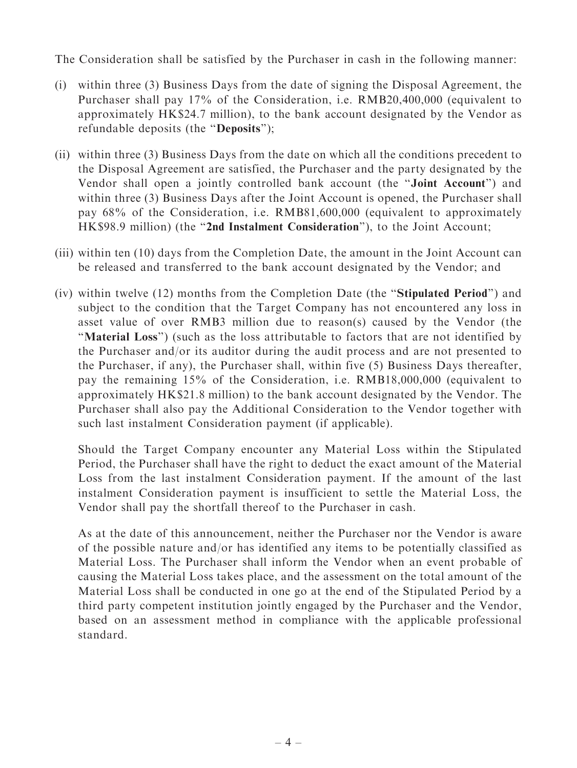The Consideration shall be satisfied by the Purchaser in cash in the following manner:

(i) within three (3) Business Days from the date of signing the Disposal Agreement, the Purchaser shall pay 17% of the Consideration, i.e. RMB20,400,000 (equivalent to approximately HK$24.7 million), to the bank account designated by the Vendor as refundable deposits (the "**Deposits**");

(ii) within three (3) Business Days from the date on which all the conditions precedent to the Disposal Agreement are satisfied, the Purchaser and the party designated by the Vendor shall open a jointly controlled bank account (the "**Joint Account**") and within three (3) Business Days after the Joint Account is opened, the Purchaser shall pay 68% of the Consideration, i.e. RMB81,600,000 (equivalent to approximately HK$98.9 million) (the "**2nd Instalment Consideration**"), to the Joint Account;

(iii) within ten (10) days from the Completion Date, the amount in the Joint Account can be released and transferred to the bank account designated by the Vendor; and

(iv) within twelve (12) months from the Completion Date (the "**Stipulated Period**") and subject to the condition that the Target Company has not encountered any loss in asset value of over RMB3 million due to reason(s) caused by the Vendor (the "**Material Loss**") (such as the loss attributable to factors that are not identified by the Purchaser and/or its auditor during the audit process and are not presented to the Purchaser, if any), the Purchaser shall, within five (5) Business Days thereafter, pay the remaining 15% of the Consideration, i.e. RMB18,000,000 (equivalent to approximately HK$21.8 million) to the bank account designated by the Vendor. The Purchaser shall also pay the Additional Consideration to the Vendor together with such last instalment Consideration payment (if applicable).

    Should the Target Company encounter any Material Loss within the Stipulated Period, the Purchaser shall have the right to deduct the exact amount of the Material Loss from the last instalment Consideration payment. If the amount of the last instalment Consideration payment is insufficient to settle the Material Loss, the Vendor shall pay the shortfall thereof to the Purchaser in cash.

    As at the date of this announcement, neither the Purchaser nor the Vendor is aware of the possible nature and/or has identified any items to be potentially classified as Material Loss. The Purchaser shall inform the Vendor when an event probable of causing the Material Loss takes place, and the assessment on the total amount of the Material Loss shall be conducted in one go at the end of the Stipulated Period by a third party competent institution jointly engaged by the Purchaser and the Vendor, based on an assessment method in compliance with the applicable professional standard.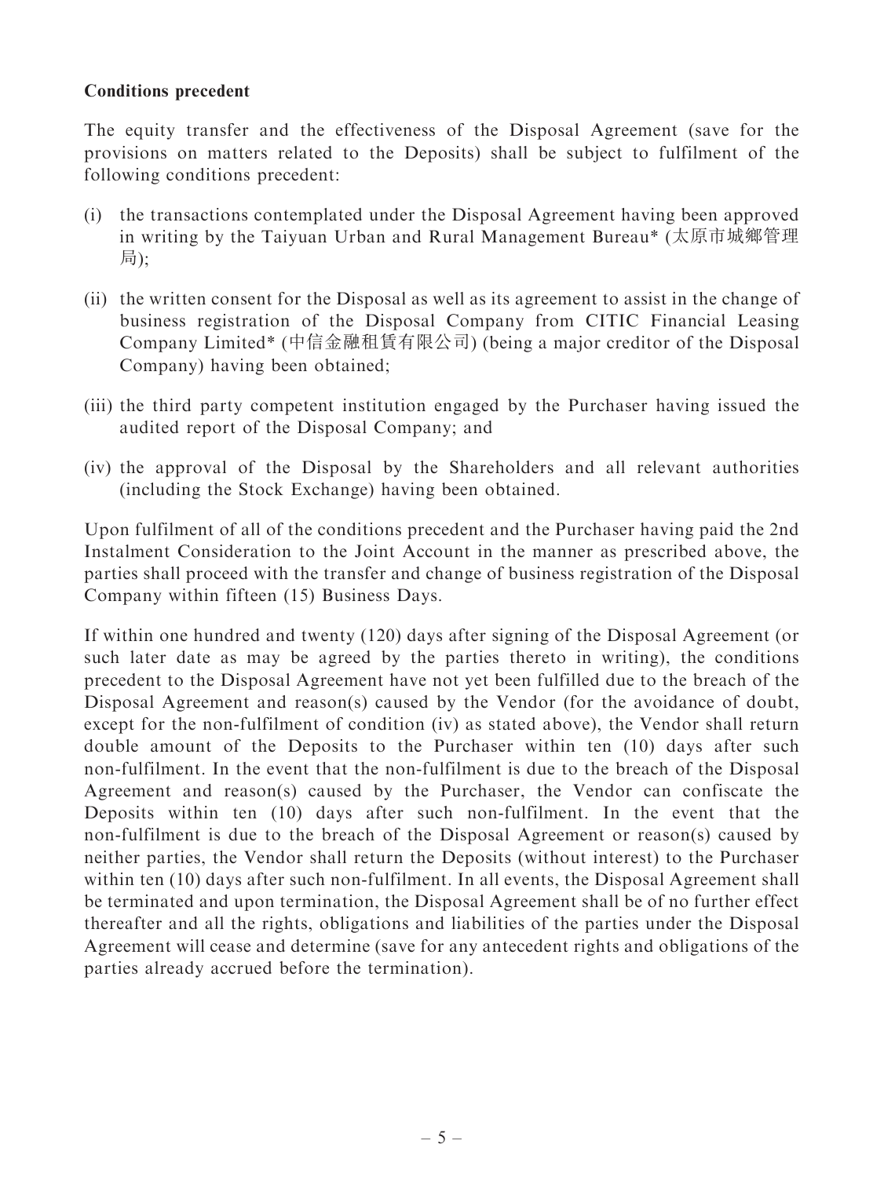**Conditions precedent**

The equity transfer and the effectiveness of the Disposal Agreement (save for the provisions on matters related to the Deposits) shall be subject to fulfilment of the following conditions precedent:

(i) the transactions contemplated under the Disposal Agreement having been approved in writing by the Taiyuan Urban and Rural Management Bureau* (太原市城鄉管理局);

(ii) the written consent for the Disposal as well as its agreement to assist in the change of business registration of the Disposal Company from CITIC Financial Leasing Company Limited* (中信金融租賃有限公司) (being a major creditor of the Disposal Company) having been obtained;

(iii) the third party competent institution engaged by the Purchaser having issued the audited report of the Disposal Company; and

(iv) the approval of the Disposal by the Shareholders and all relevant authorities (including the Stock Exchange) having been obtained.

Upon fulfilment of all of the conditions precedent and the Purchaser having paid the 2nd Instalment Consideration to the Joint Account in the manner as prescribed above, the parties shall proceed with the transfer and change of business registration of the Disposal Company within fifteen (15) Business Days.

If within one hundred and twenty (120) days after signing of the Disposal Agreement (or such later date as may be agreed by the parties thereto in writing), the conditions precedent to the Disposal Agreement have not yet been fulfilled due to the breach of the Disposal Agreement and reason(s) caused by the Vendor (for the avoidance of doubt, except for the non-fulfilment of condition (iv) as stated above), the Vendor shall return double amount of the Deposits to the Purchaser within ten (10) days after such non-fulfilment. In the event that the non-fulfilment is due to the breach of the Disposal Agreement and reason(s) caused by the Purchaser, the Vendor can confiscate the Deposits within ten (10) days after such non-fulfilment. In the event that the non-fulfilment is due to the breach of the Disposal Agreement or reason(s) caused by neither parties, the Vendor shall return the Deposits (without interest) to the Purchaser within ten (10) days after such non-fulfilment. In all events, the Disposal Agreement shall be terminated and upon termination, the Disposal Agreement shall be of no further effect thereafter and all the rights, obligations and liabilities of the parties under the Disposal Agreement will cease and determine (save for any antecedent rights and obligations of the parties already accrued before the termination).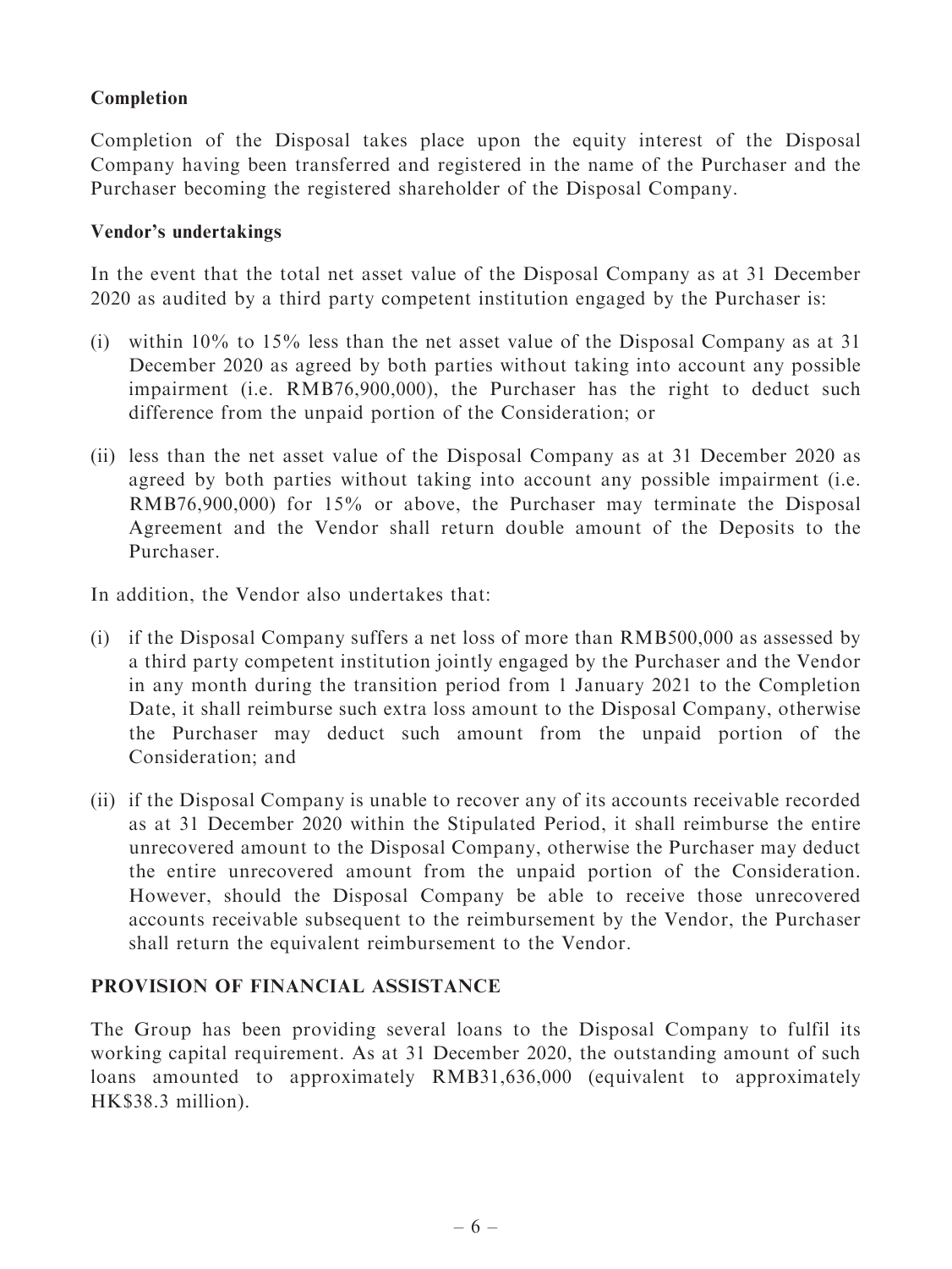**Completion**

Completion of the Disposal takes place upon the equity interest of the Disposal Company having been transferred and registered in the name of the Purchaser and the Purchaser becoming the registered shareholder of the Disposal Company.

**Vendor's undertakings**

In the event that the total net asset value of the Disposal Company as at 31 December 2020 as audited by a third party competent institution engaged by the Purchaser is:

(i) within 10% to 15% less than the net asset value of the Disposal Company as at 31 December 2020 as agreed by both parties without taking into account any possible impairment (i.e. RMB76,900,000), the Purchaser has the right to deduct such difference from the unpaid portion of the Consideration; or

(ii) less than the net asset value of the Disposal Company as at 31 December 2020 as agreed by both parties without taking into account any possible impairment (i.e. RMB76,900,000) for 15% or above, the Purchaser may terminate the Disposal Agreement and the Vendor shall return double amount of the Deposits to the Purchaser.

In addition, the Vendor also undertakes that:

(i) if the Disposal Company suffers a net loss of more than RMB500,000 as assessed by a third party competent institution jointly engaged by the Purchaser and the Vendor in any month during the transition period from 1 January 2021 to the Completion Date, it shall reimburse such extra loss amount to the Disposal Company, otherwise the Purchaser may deduct such amount from the unpaid portion of the Consideration; and

(ii) if the Disposal Company is unable to recover any of its accounts receivable recorded as at 31 December 2020 within the Stipulated Period, it shall reimburse the entire unrecovered amount to the Disposal Company, otherwise the Purchaser may deduct the entire unrecovered amount from the unpaid portion of the Consideration. However, should the Disposal Company be able to receive those unrecovered accounts receivable subsequent to the reimbursement by the Vendor, the Purchaser shall return the equivalent reimbursement to the Vendor.

## PROVISION OF FINANCIAL ASSISTANCE

The Group has been providing several loans to the Disposal Company to fulfil its working capital requirement. As at 31 December 2020, the outstanding amount of such loans amounted to approximately RMB31,636,000 (equivalent to approximately HK$38.3 million).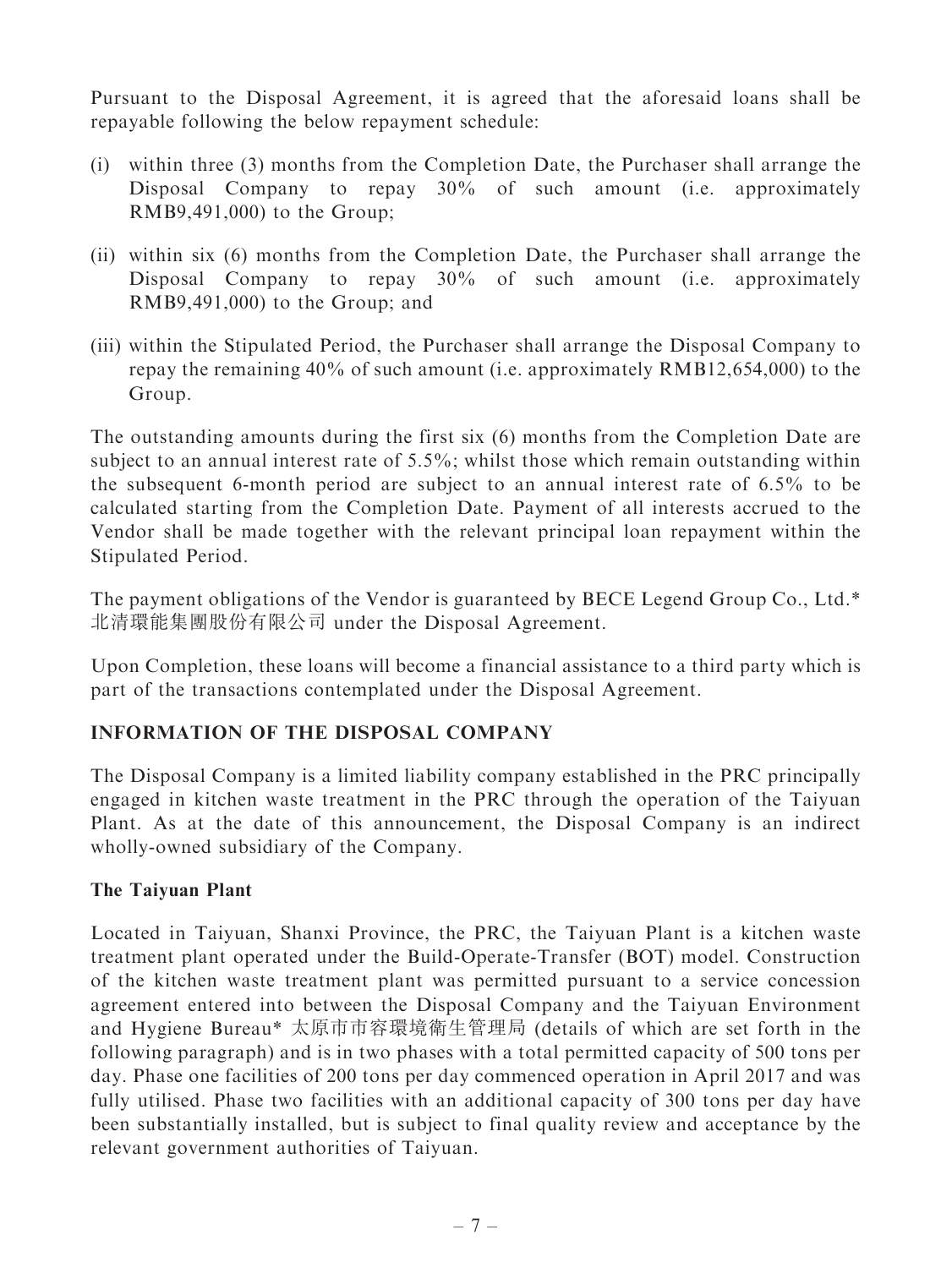Pursuant to the Disposal Agreement, it is agreed that the aforesaid loans shall be repayable following the below repayment schedule:

(i) within three (3) months from the Completion Date, the Purchaser shall arrange the Disposal Company to repay 30% of such amount (i.e. approximately RMB9,491,000) to the Group;

(ii) within six (6) months from the Completion Date, the Purchaser shall arrange the Disposal Company to repay 30% of such amount (i.e. approximately RMB9,491,000) to the Group; and

(iii) within the Stipulated Period, the Purchaser shall arrange the Disposal Company to repay the remaining 40% of such amount (i.e. approximately RMB12,654,000) to the Group.

The outstanding amounts during the first six (6) months from the Completion Date are subject to an annual interest rate of 5.5%; whilst those which remain outstanding within the subsequent 6-month period are subject to an annual interest rate of 6.5% to be calculated starting from the Completion Date. Payment of all interests accrued to the Vendor shall be made together with the relevant principal loan repayment within the Stipulated Period.

The payment obligations of the Vendor is guaranteed by BECE Legend Group Co., Ltd.* 北清環能集團股份有限公司 under the Disposal Agreement.

Upon Completion, these loans will become a financial assistance to a third party which is part of the transactions contemplated under the Disposal Agreement.

## INFORMATION OF THE DISPOSAL COMPANY

The Disposal Company is a limited liability company established in the PRC principally engaged in kitchen waste treatment in the PRC through the operation of the Taiyuan Plant. As at the date of this announcement, the Disposal Company is an indirect wholly-owned subsidiary of the Company.

### The Taiyuan Plant

Located in Taiyuan, Shanxi Province, the PRC, the Taiyuan Plant is a kitchen waste treatment plant operated under the Build-Operate-Transfer (BOT) model. Construction of the kitchen waste treatment plant was permitted pursuant to a service concession agreement entered into between the Disposal Company and the Taiyuan Environment and Hygiene Bureau* 太原市市容環境衛生管理局 (details of which are set forth in the following paragraph) and is in two phases with a total permitted capacity of 500 tons per day. Phase one facilities of 200 tons per day commenced operation in April 2017 and was fully utilised. Phase two facilities with an additional capacity of 300 tons per day have been substantially installed, but is subject to final quality review and acceptance by the relevant government authorities of Taiyuan.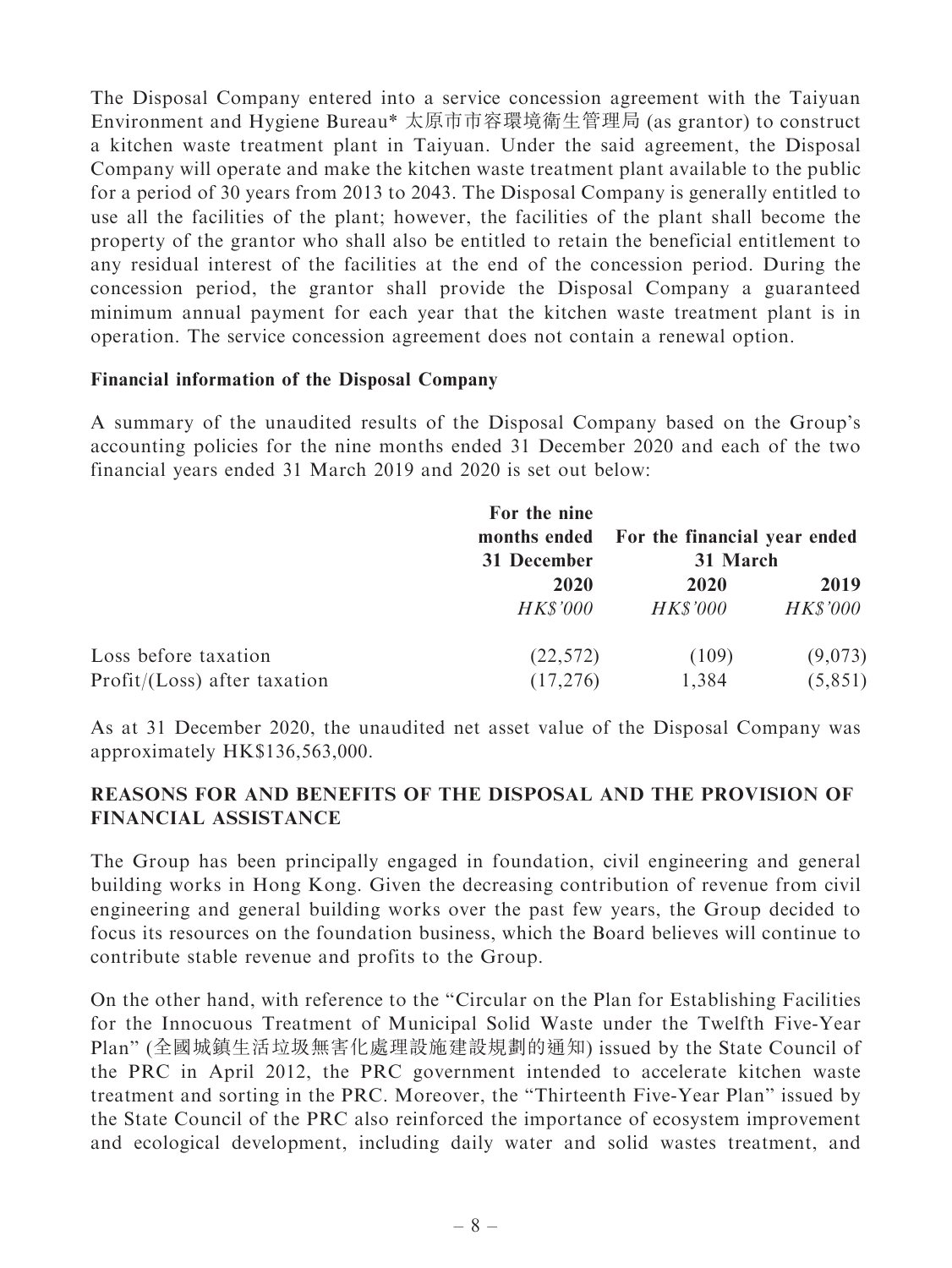The Disposal Company entered into a service concession agreement with the Taiyuan Environment and Hygiene Bureau* 太原市市容環境衛生管理局 (as grantor) to construct a kitchen waste treatment plant in Taiyuan. Under the said agreement, the Disposal Company will operate and make the kitchen waste treatment plant available to the public for a period of 30 years from 2013 to 2043. The Disposal Company is generally entitled to use all the facilities of the plant; however, the facilities of the plant shall become the property of the grantor who shall also be entitled to retain the beneficial entitlement to any residual interest of the facilities at the end of the concession period. During the concession period, the grantor shall provide the Disposal Company a guaranteed minimum annual payment for each year that the kitchen waste treatment plant is in operation. The service concession agreement does not contain a renewal option.

**Financial information of the Disposal Company**

A summary of the unaudited results of the Disposal Company based on the Group's accounting policies for the nine months ended 31 December 2020 and each of the two financial years ended 31 March 2019 and 2020 is set out below:

| | For the nine months ended 31 December | For the financial year ended 31 March | |
|---|---|---|---|
| | **2020** | **2020** | **2019** |
| | *HK$'000* | *HK$'000* | *HK$'000* |
| Loss before taxation | (22,572) | (109) | (9,073) |
| Profit/(Loss) after taxation | (17,276) | 1,384 | (5,851) |

As at 31 December 2020, the unaudited net asset value of the Disposal Company was approximately HK$136,563,000.

## REASONS FOR AND BENEFITS OF THE DISPOSAL AND THE PROVISION OF FINANCIAL ASSISTANCE

The Group has been principally engaged in foundation, civil engineering and general building works in Hong Kong. Given the decreasing contribution of revenue from civil engineering and general building works over the past few years, the Group decided to focus its resources on the foundation business, which the Board believes will continue to contribute stable revenue and profits to the Group.

On the other hand, with reference to the "Circular on the Plan for Establishing Facilities for the Innocuous Treatment of Municipal Solid Waste under the Twelfth Five-Year Plan" (全國城鎮生活垃圾無害化處理設施建設規劃的通知) issued by the State Council of the PRC in April 2012, the PRC government intended to accelerate kitchen waste treatment and sorting in the PRC. Moreover, the "Thirteenth Five-Year Plan" issued by the State Council of the PRC also reinforced the importance of ecosystem improvement and ecological development, including daily water and solid wastes treatment, and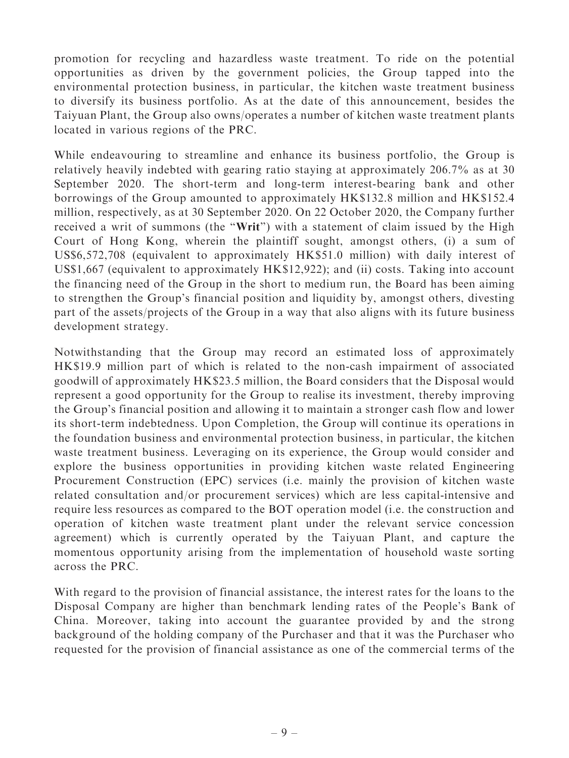promotion for recycling and hazardless waste treatment. To ride on the potential opportunities as driven by the government policies, the Group tapped into the environmental protection business, in particular, the kitchen waste treatment business to diversify its business portfolio. As at the date of this announcement, besides the Taiyuan Plant, the Group also owns/operates a number of kitchen waste treatment plants located in various regions of the PRC.

While endeavouring to streamline and enhance its business portfolio, the Group is relatively heavily indebted with gearing ratio staying at approximately 206.7% as at 30 September 2020. The short-term and long-term interest-bearing bank and other borrowings of the Group amounted to approximately HK$132.8 million and HK$152.4 million, respectively, as at 30 September 2020. On 22 October 2020, the Company further received a writ of summons (the "**Writ**") with a statement of claim issued by the High Court of Hong Kong, wherein the plaintiff sought, amongst others, (i) a sum of US$6,572,708 (equivalent to approximately HK$51.0 million) with daily interest of US$1,667 (equivalent to approximately HK$12,922); and (ii) costs. Taking into account the financing need of the Group in the short to medium run, the Board has been aiming to strengthen the Group's financial position and liquidity by, amongst others, divesting part of the assets/projects of the Group in a way that also aligns with its future business development strategy.

Notwithstanding that the Group may record an estimated loss of approximately HK$19.9 million part of which is related to the non-cash impairment of associated goodwill of approximately HK$23.5 million, the Board considers that the Disposal would represent a good opportunity for the Group to realise its investment, thereby improving the Group's financial position and allowing it to maintain a stronger cash flow and lower its short-term indebtedness. Upon Completion, the Group will continue its operations in the foundation business and environmental protection business, in particular, the kitchen waste treatment business. Leveraging on its experience, the Group would consider and explore the business opportunities in providing kitchen waste related Engineering Procurement Construction (EPC) services (i.e. mainly the provision of kitchen waste related consultation and/or procurement services) which are less capital-intensive and require less resources as compared to the BOT operation model (i.e. the construction and operation of kitchen waste treatment plant under the relevant service concession agreement) which is currently operated by the Taiyuan Plant, and capture the momentous opportunity arising from the implementation of household waste sorting across the PRC.

With regard to the provision of financial assistance, the interest rates for the loans to the Disposal Company are higher than benchmark lending rates of the People's Bank of China. Moreover, taking into account the guarantee provided by and the strong background of the holding company of the Purchaser and that it was the Purchaser who requested for the provision of financial assistance as one of the commercial terms of the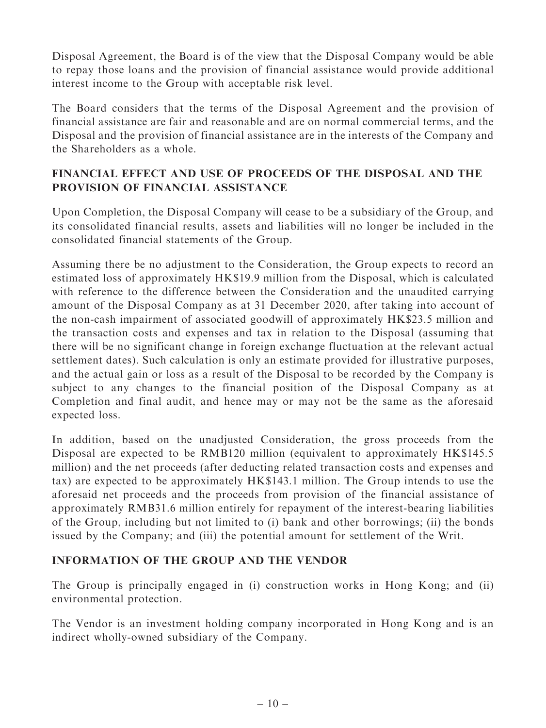Disposal Agreement, the Board is of the view that the Disposal Company would be able to repay those loans and the provision of financial assistance would provide additional interest income to the Group with acceptable risk level.

The Board considers that the terms of the Disposal Agreement and the provision of financial assistance are fair and reasonable and are on normal commercial terms, and the Disposal and the provision of financial assistance are in the interests of the Company and the Shareholders as a whole.

## FINANCIAL EFFECT AND USE OF PROCEEDS OF THE DISPOSAL AND THE PROVISION OF FINANCIAL ASSISTANCE

Upon Completion, the Disposal Company will cease to be a subsidiary of the Group, and its consolidated financial results, assets and liabilities will no longer be included in the consolidated financial statements of the Group.

Assuming there be no adjustment to the Consideration, the Group expects to record an estimated loss of approximately HK$19.9 million from the Disposal, which is calculated with reference to the difference between the Consideration and the unaudited carrying amount of the Disposal Company as at 31 December 2020, after taking into account of the non-cash impairment of associated goodwill of approximately HK$23.5 million and the transaction costs and expenses and tax in relation to the Disposal (assuming that there will be no significant change in foreign exchange fluctuation at the relevant actual settlement dates). Such calculation is only an estimate provided for illustrative purposes, and the actual gain or loss as a result of the Disposal to be recorded by the Company is subject to any changes to the financial position of the Disposal Company as at Completion and final audit, and hence may or may not be the same as the aforesaid expected loss.

In addition, based on the unadjusted Consideration, the gross proceeds from the Disposal are expected to be RMB120 million (equivalent to approximately HK$145.5 million) and the net proceeds (after deducting related transaction costs and expenses and tax) are expected to be approximately HK$143.1 million. The Group intends to use the aforesaid net proceeds and the proceeds from provision of the financial assistance of approximately RMB31.6 million entirely for repayment of the interest-bearing liabilities of the Group, including but not limited to (i) bank and other borrowings; (ii) the bonds issued by the Company; and (iii) the potential amount for settlement of the Writ.

## INFORMATION OF THE GROUP AND THE VENDOR

The Group is principally engaged in (i) construction works in Hong Kong; and (ii) environmental protection.

The Vendor is an investment holding company incorporated in Hong Kong and is an indirect wholly-owned subsidiary of the Company.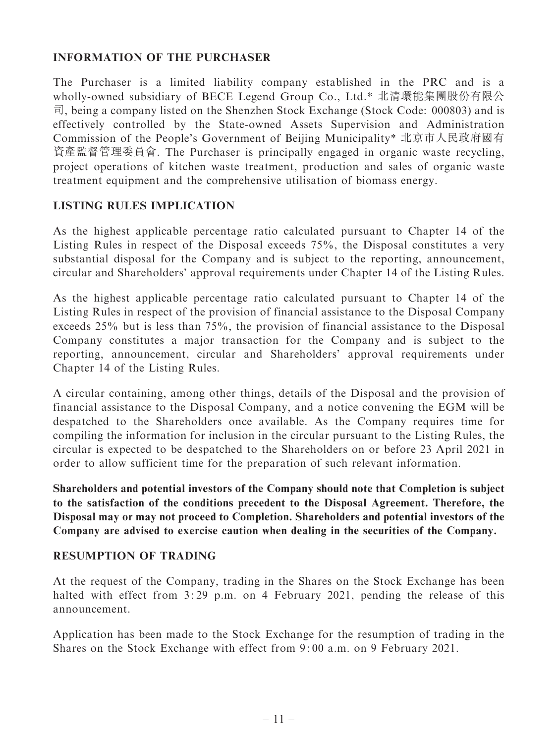## INFORMATION OF THE PURCHASER

The Purchaser is a limited liability company established in the PRC and is a wholly-owned subsidiary of BECE Legend Group Co., Ltd.* 北清環能集團股份有限公司, being a company listed on the Shenzhen Stock Exchange (Stock Code: 000803) and is effectively controlled by the State-owned Assets Supervision and Administration Commission of the People's Government of Beijing Municipality* 北京市人民政府國有資產監督管理委員會. The Purchaser is principally engaged in organic waste recycling, project operations of kitchen waste treatment, production and sales of organic waste treatment equipment and the comprehensive utilisation of biomass energy.

## LISTING RULES IMPLICATION

As the highest applicable percentage ratio calculated pursuant to Chapter 14 of the Listing Rules in respect of the Disposal exceeds 75%, the Disposal constitutes a very substantial disposal for the Company and is subject to the reporting, announcement, circular and Shareholders' approval requirements under Chapter 14 of the Listing Rules.

As the highest applicable percentage ratio calculated pursuant to Chapter 14 of the Listing Rules in respect of the provision of financial assistance to the Disposal Company exceeds 25% but is less than 75%, the provision of financial assistance to the Disposal Company constitutes a major transaction for the Company and is subject to the reporting, announcement, circular and Shareholders' approval requirements under Chapter 14 of the Listing Rules.

A circular containing, among other things, details of the Disposal and the provision of financial assistance to the Disposal Company, and a notice convening the EGM will be despatched to the Shareholders once available. As the Company requires time for compiling the information for inclusion in the circular pursuant to the Listing Rules, the circular is expected to be despatched to the Shareholders on or before 23 April 2021 in order to allow sufficient time for the preparation of such relevant information.

**Shareholders and potential investors of the Company should note that Completion is subject to the satisfaction of the conditions precedent to the Disposal Agreement. Therefore, the Disposal may or may not proceed to Completion. Shareholders and potential investors of the Company are advised to exercise caution when dealing in the securities of the Company.**

## RESUMPTION OF TRADING

At the request of the Company, trading in the Shares on the Stock Exchange has been halted with effect from 3:29 p.m. on 4 February 2021, pending the release of this announcement.

Application has been made to the Stock Exchange for the resumption of trading in the Shares on the Stock Exchange with effect from 9:00 a.m. on 9 February 2021.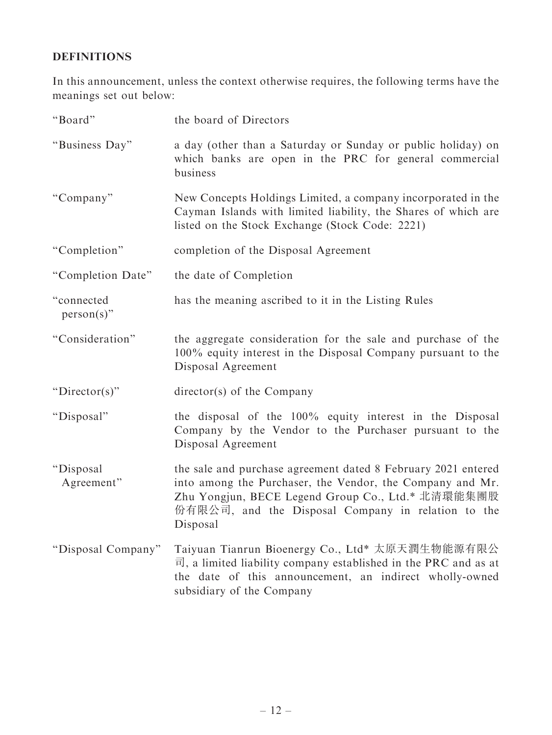## DEFINITIONS

In this announcement, unless the context otherwise requires, the following terms have the meanings set out below:

| | |
|---|---|
| "Board" | the board of Directors |
| "Business Day" | a day (other than a Saturday or Sunday or public holiday) on which banks are open in the PRC for general commercial business |
| "Company" | New Concepts Holdings Limited, a company incorporated in the Cayman Islands with limited liability, the Shares of which are listed on the Stock Exchange (Stock Code: 2221) |
| "Completion" | completion of the Disposal Agreement |
| "Completion Date" | the date of Completion |
| "connected person(s)" | has the meaning ascribed to it in the Listing Rules |
| "Consideration" | the aggregate consideration for the sale and purchase of the 100% equity interest in the Disposal Company pursuant to the Disposal Agreement |
| "Director(s)" | director(s) of the Company |
| "Disposal" | the disposal of the 100% equity interest in the Disposal Company by the Vendor to the Purchaser pursuant to the Disposal Agreement |
| "Disposal Agreement" | the sale and purchase agreement dated 8 February 2021 entered into among the Purchaser, the Vendor, the Company and Mr. Zhu Yongjun, BECE Legend Group Co., Ltd.* 北清環能集團股份有限公司, and the Disposal Company in relation to the Disposal |
| "Disposal Company" | Taiyuan Tianrun Bioenergy Co., Ltd* 太原天潤生物能源有限公司, a limited liability company established in the PRC and as at the date of this announcement, an indirect wholly-owned subsidiary of the Company |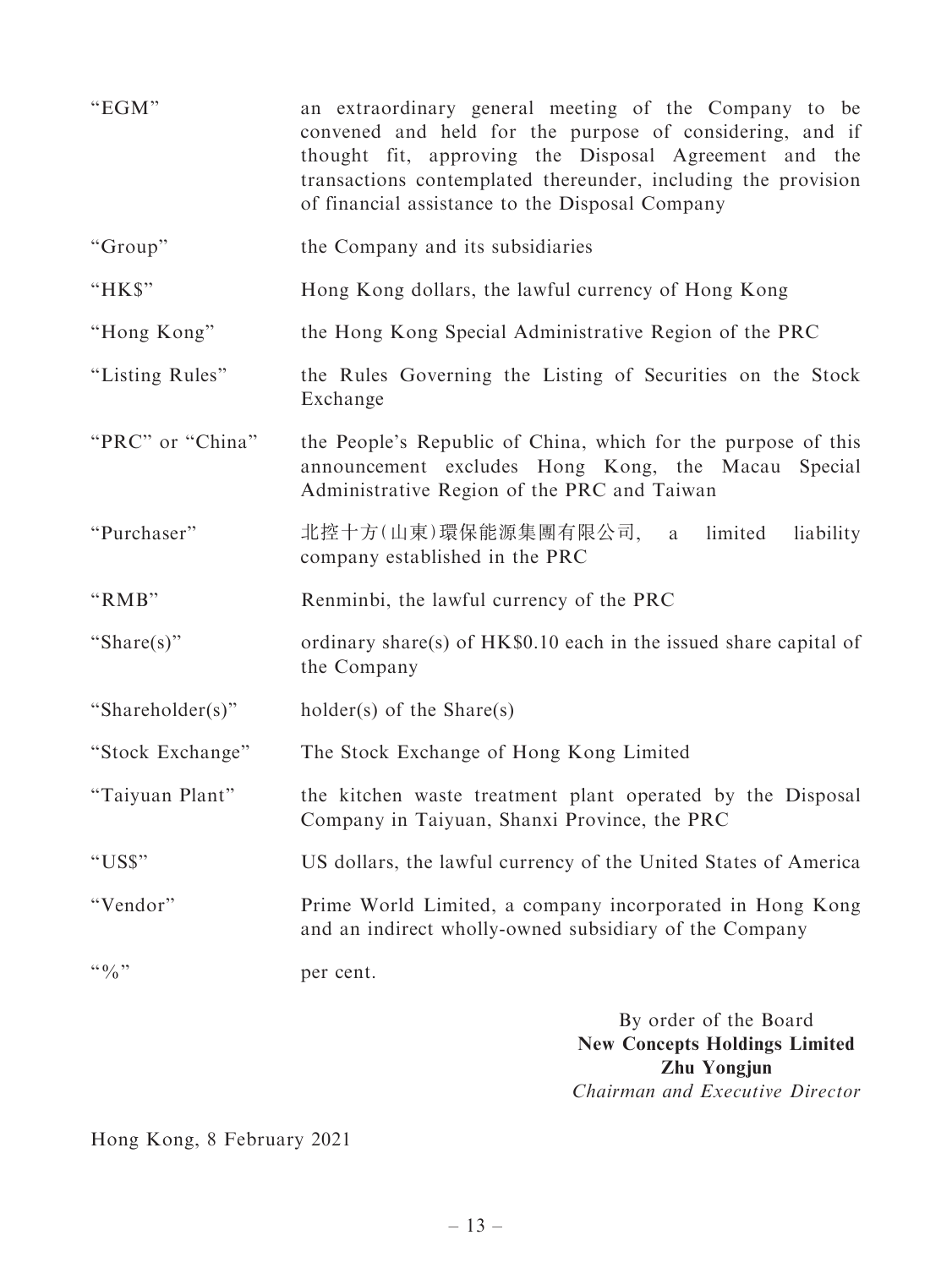| | |
|---|---|
| "EGM" | an extraordinary general meeting of the Company to be convened and held for the purpose of considering, and if thought fit, approving the Disposal Agreement and the transactions contemplated thereunder, including the provision of financial assistance to the Disposal Company |
| "Group" | the Company and its subsidiaries |
| "HK$" | Hong Kong dollars, the lawful currency of Hong Kong |
| "Hong Kong" | the Hong Kong Special Administrative Region of the PRC |
| "Listing Rules" | the Rules Governing the Listing of Securities on the Stock Exchange |
| "PRC" or "China" | the People's Republic of China, which for the purpose of this announcement excludes Hong Kong, the Macau Special Administrative Region of the PRC and Taiwan |
| "Purchaser" | 北控十方(山東)環保能源集團有限公司, a limited liability company established in the PRC |
| "RMB" | Renminbi, the lawful currency of the PRC |
| "Share(s)" | ordinary share(s) of HK$0.10 each in the issued share capital of the Company |
| "Shareholder(s)" | holder(s) of the Share(s) |
| "Stock Exchange" | The Stock Exchange of Hong Kong Limited |
| "Taiyuan Plant" | the kitchen waste treatment plant operated by the Disposal Company in Taiyuan, Shanxi Province, the PRC |
| "US$" | US dollars, the lawful currency of the United States of America |
| "Vendor" | Prime World Limited, a company incorporated in Hong Kong and an indirect wholly-owned subsidiary of the Company |
| "%" | per cent. |

By order of the Board
**New Concepts Holdings Limited**
**Zhu Yongjun**
*Chairman and Executive Director*

Hong Kong, 8 February 2021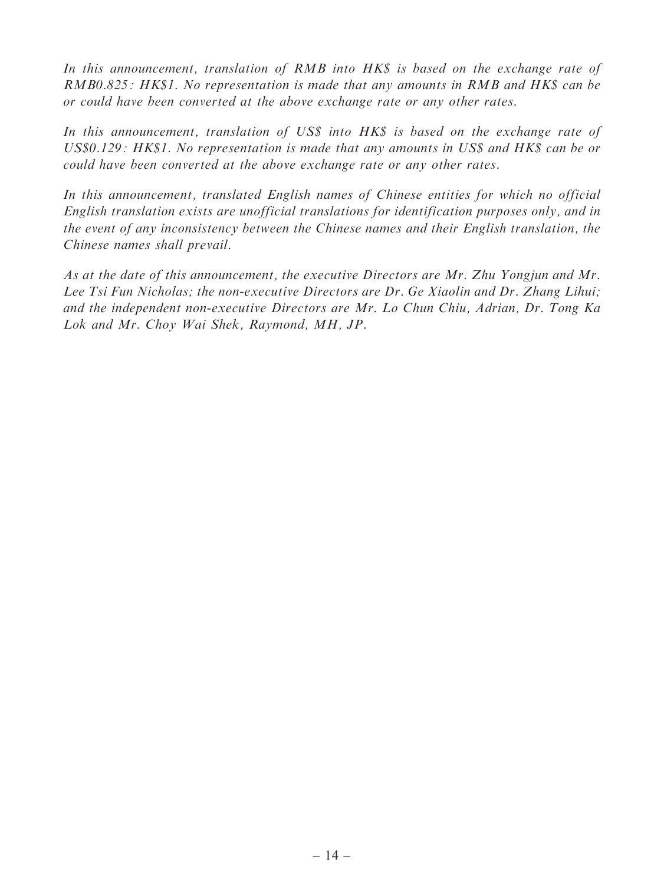*In this announcement, translation of RMB into HK$ is based on the exchange rate of RMB0.825: HK$1. No representation is made that any amounts in RMB and HK$ can be or could have been converted at the above exchange rate or any other rates.*

*In this announcement, translation of US$ into HK$ is based on the exchange rate of US$0.129: HK$1. No representation is made that any amounts in US$ and HK$ can be or could have been converted at the above exchange rate or any other rates.*

*In this announcement, translated English names of Chinese entities for which no official English translation exists are unofficial translations for identification purposes only, and in the event of any inconsistency between the Chinese names and their English translation, the Chinese names shall prevail.*

*As at the date of this announcement, the executive Directors are Mr. Zhu Yongjun and Mr. Lee Tsi Fun Nicholas; the non-executive Directors are Dr. Ge Xiaolin and Dr. Zhang Lihui; and the independent non-executive Directors are Mr. Lo Chun Chiu, Adrian, Dr. Tong Ka Lok and Mr. Choy Wai Shek, Raymond, MH, JP.*